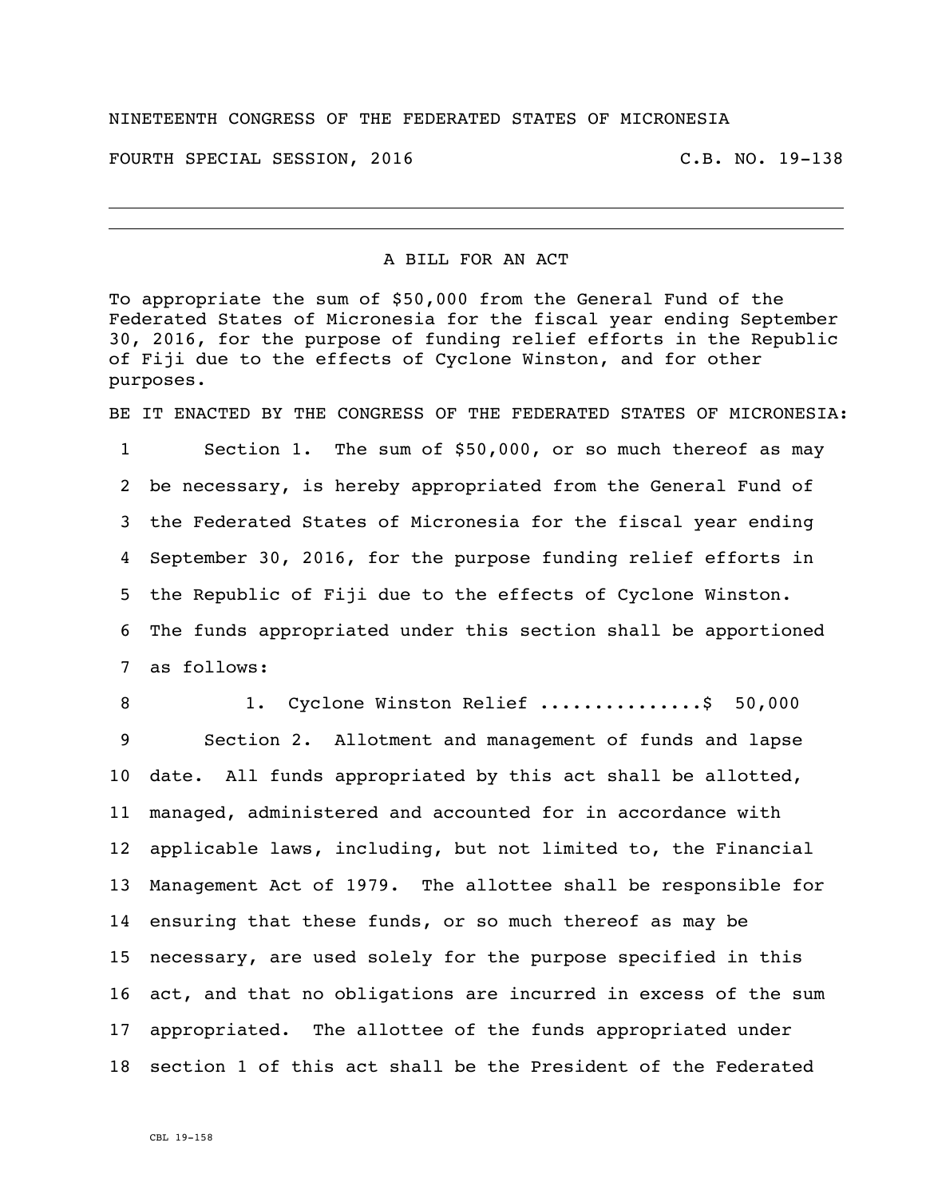NINETEENTH CONGRESS OF THE FEDERATED STATES OF MICRONESIA

FOURTH SPECIAL SESSION, 2016 C.B. NO. 19-138

---

A BILL FOR AN ACT

To appropriate the sum of $50,000 from the General Fund of the Federated States of Micronesia for the fiscal year ending September 30, 2016, for the purpose of funding relief efforts in the Republic of Fiji due to the effects of Cyclone Winston, and for other purposes.

BE IT ENACTED BY THE CONGRESS OF THE FEDERATED STATES OF MICRONESIA:

1 Section 1. The sum of $50,000, or so much thereof as may
2 be necessary, is hereby appropriated from the General Fund of
3 the Federated States of Micronesia for the fiscal year ending
4 September 30, 2016, for the purpose funding relief efforts in
5 the Republic of Fiji due to the effects of Cyclone Winston.
6 The funds appropriated under this section shall be apportioned
7 as follows:

8 1. Cyclone Winston Relief ..............$ 50,000

9 Section 2. Allotment and management of funds and lapse
10 date. All funds appropriated by this act shall be allotted,
11 managed, administered and accounted for in accordance with
12 applicable laws, including, but not limited to, the Financial
13 Management Act of 1979. The allottee shall be responsible for
14 ensuring that these funds, or so much thereof as may be
15 necessary, are used solely for the purpose specified in this
16 act, and that no obligations are incurred in excess of the sum
17 appropriated. The allottee of the funds appropriated under
18 section 1 of this act shall be the President of the Federated

CBL 19-158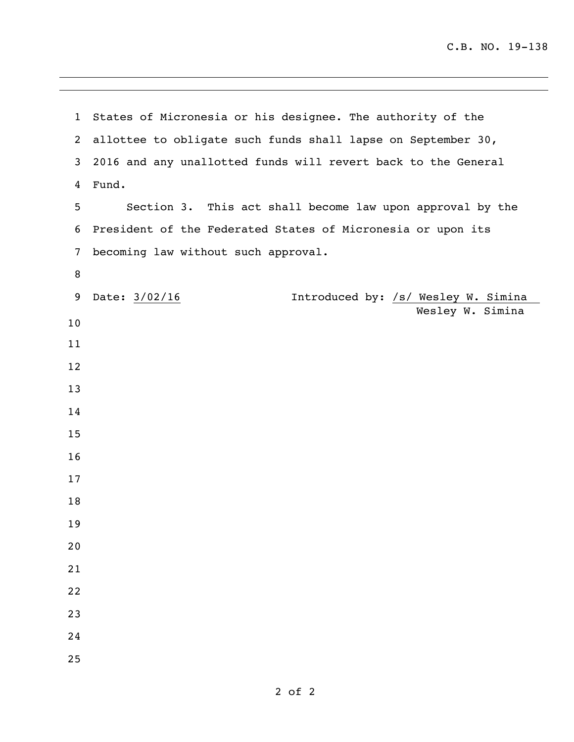States of Micronesia or his designee. The authority of the allottee to obligate such funds shall lapse on September 30, 2016 and any unallotted funds will revert back to the General Fund.

Section 3. This act shall become law upon approval by the President of the Federated States of Micronesia or upon its becoming law without such approval.

Date: 3/02/16

Introduced by: /s/ Wesley W. Simina
Wesley W. Simina